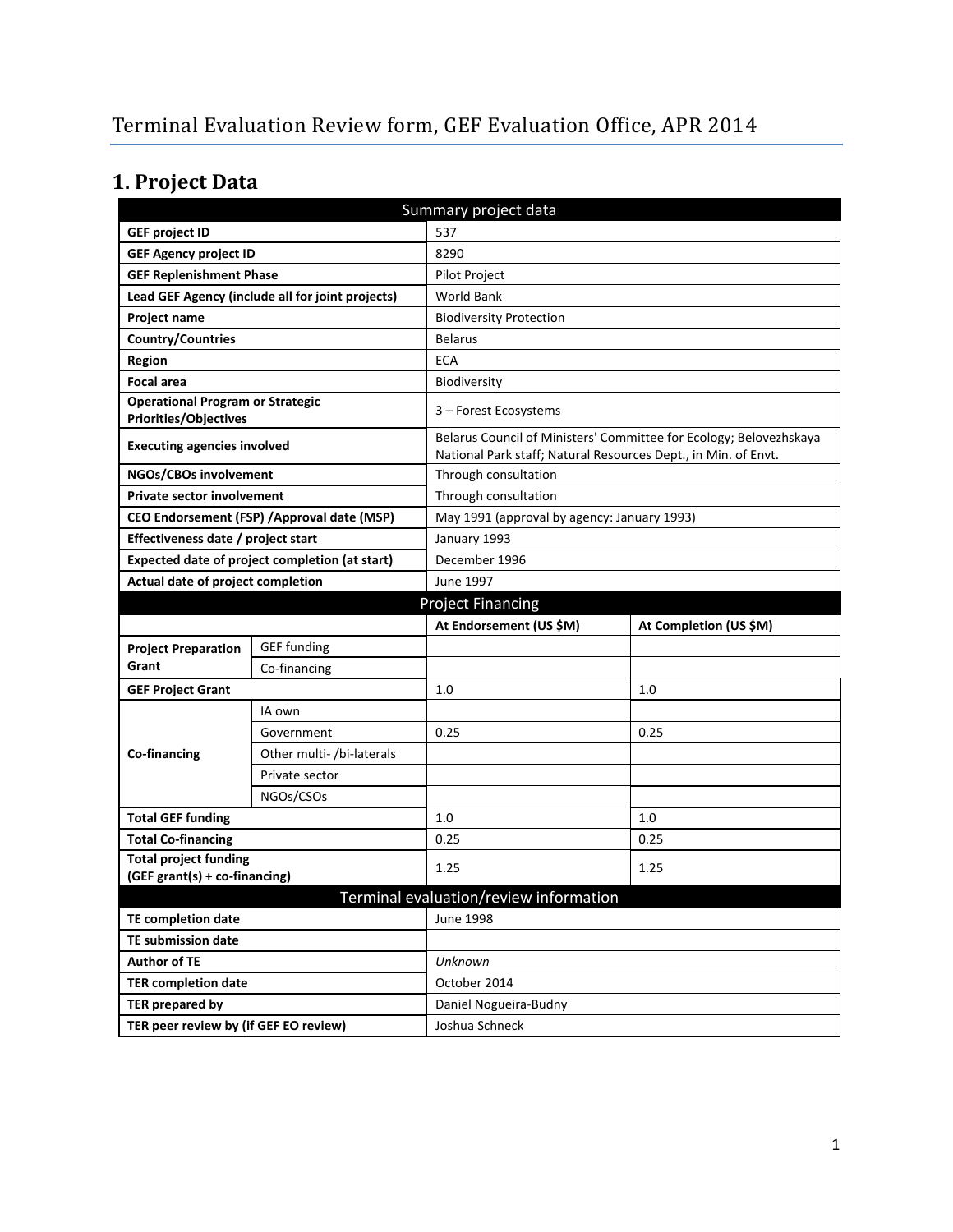# Terminal Evaluation Review form, GEF Evaluation Office, APR 2014

## 1. Project Data

| Summary project data | | | |
|---|---|---|---|
| **GEF project ID** | | 537 | |
| **GEF Agency project ID** | | 8290 | |
| **GEF Replenishment Phase** | | Pilot Project | |
| **Lead GEF Agency (include all for joint projects)** | | World Bank | |
| **Project name** | | Biodiversity Protection | |
| **Country/Countries** | | Belarus | |
| **Region** | | ECA | |
| **Focal area** | | Biodiversity | |
| **Operational Program or Strategic Priorities/Objectives** | | 3 – Forest Ecosystems | |
| **Executing agencies involved** | | Belarus Council of Ministers' Committee for Ecology; Belovezhskaya National Park staff; Natural Resources Dept., in Min. of Envt. | |
| **NGOs/CBOs involvement** | | Through consultation | |
| **Private sector involvement** | | Through consultation | |
| **CEO Endorsement (FSP) /Approval date (MSP)** | | May 1991 (approval by agency: January 1993) | |
| **Effectiveness date / project start** | | January 1993 | |
| **Expected date of project completion (at start)** | | December 1996 | |
| **Actual date of project completion** | | June 1997 | |
| **Project Financing** | | | |
| | | **At Endorsement (US $M)** | **At Completion (US $M)** |
| **Project Preparation Grant** | GEF funding | | |
| | Co-financing | | |
| **GEF Project Grant** | | 1.0 | 1.0 |
| **Co-financing** | IA own | | |
| | Government | 0.25 | 0.25 |
| | Other multi- /bi-laterals | | |
| | Private sector | | |
| | NGOs/CSOs | | |
| **Total GEF funding** | | 1.0 | 1.0 |
| **Total Co-financing** | | 0.25 | 0.25 |
| **Total project funding (GEF grant(s) + co-financing)** | | 1.25 | 1.25 |
| **Terminal evaluation/review information** | | | |
| **TE completion date** | | June 1998 | |
| **TE submission date** | | | |
| **Author of TE** | | *Unknown* | |
| **TER completion date** | | October 2014 | |
| **TER prepared by** | | Daniel Nogueira-Budny | |
| **TER peer review by (if GEF EO review)** | | Joshua Schneck | |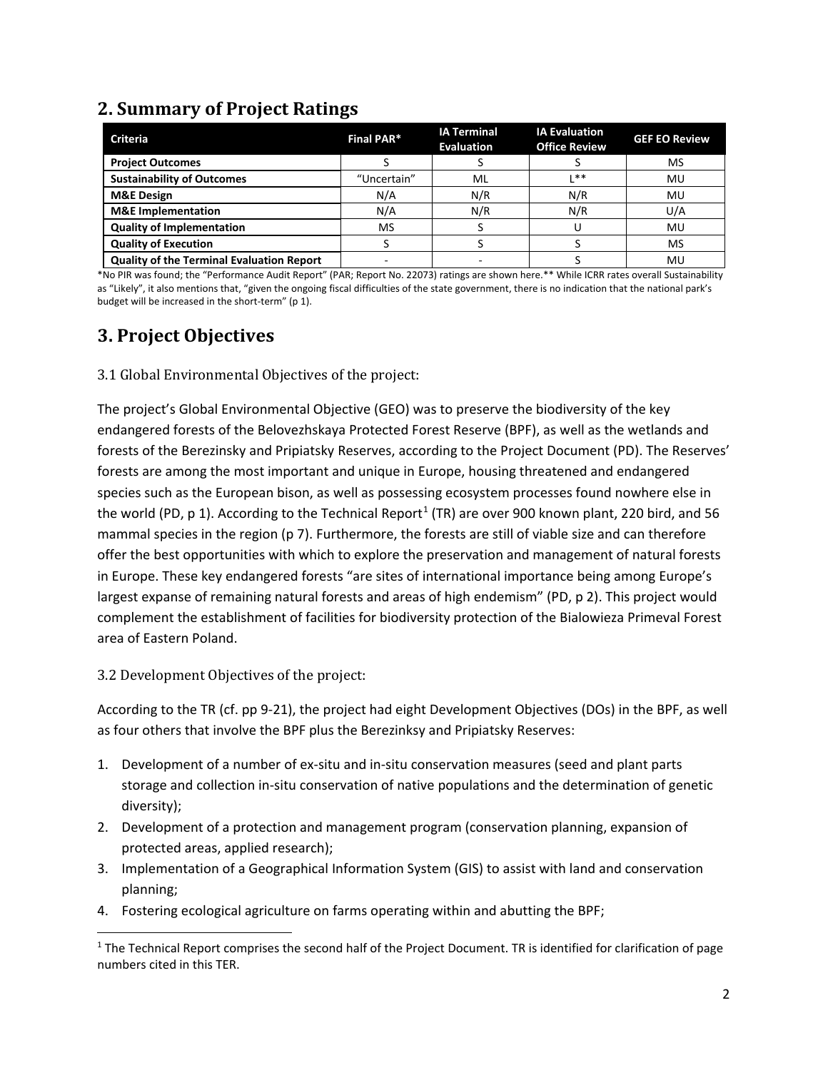## 2. Summary of Project Ratings

| Criteria | Final PAR* | IA Terminal Evaluation | IA Evaluation Office Review | GEF EO Review |
|---|---|---|---|---|
| **Project Outcomes** | S | S | S | MS |
| **Sustainability of Outcomes** | "Uncertain" | ML | L** | MU |
| **M&E Design** | N/A | N/R | N/R | MU |
| **M&E Implementation** | N/A | N/R | N/R | U/A |
| **Quality of Implementation** | MS | S | U | MU |
| **Quality of Execution** | S | S | S | MS |
| **Quality of the Terminal Evaluation Report** | - | - | S | MU |

*No PIR was found; the "Performance Audit Report" (PAR; Report No. 22073) ratings are shown here.** While ICRR rates overall Sustainability as "Likely", it also mentions that, "given the ongoing fiscal difficulties of the state government, there is no indication that the national park's budget will be increased in the short-term" (p 1).

## 3. Project Objectives

### 3.1 Global Environmental Objectives of the project:

The project's Global Environmental Objective (GEO) was to preserve the biodiversity of the key endangered forests of the Belovezhskaya Protected Forest Reserve (BPF), as well as the wetlands and forests of the Berezinsky and Pripiatsky Reserves, according to the Project Document (PD). The Reserves' forests are among the most important and unique in Europe, housing threatened and endangered species such as the European bison, as well as possessing ecosystem processes found nowhere else in the world (PD, p 1). According to the Technical Report[1] (TR) are over 900 known plant, 220 bird, and 56 mammal species in the region (p 7). Furthermore, the forests are still of viable size and can therefore offer the best opportunities with which to explore the preservation and management of natural forests in Europe. These key endangered forests "are sites of international importance being among Europe's largest expanse of remaining natural forests and areas of high endemism" (PD, p 2). This project would complement the establishment of facilities for biodiversity protection of the Bialowieza Primeval Forest area of Eastern Poland.

### 3.2 Development Objectives of the project:

According to the TR (cf. pp 9-21), the project had eight Development Objectives (DOs) in the BPF, as well as four others that involve the BPF plus the Berezinksy and Pripiatsky Reserves:

1. Development of a number of ex-situ and in-situ conservation measures (seed and plant parts storage and collection in-situ conservation of native populations and the determination of genetic diversity);
2. Development of a protection and management program (conservation planning, expansion of protected areas, applied research);
3. Implementation of a Geographical Information System (GIS) to assist with land and conservation planning;
4. Fostering ecological agriculture on farms operating within and abutting the BPF;

[1] The Technical Report comprises the second half of the Project Document. TR is identified for clarification of page numbers cited in this TER.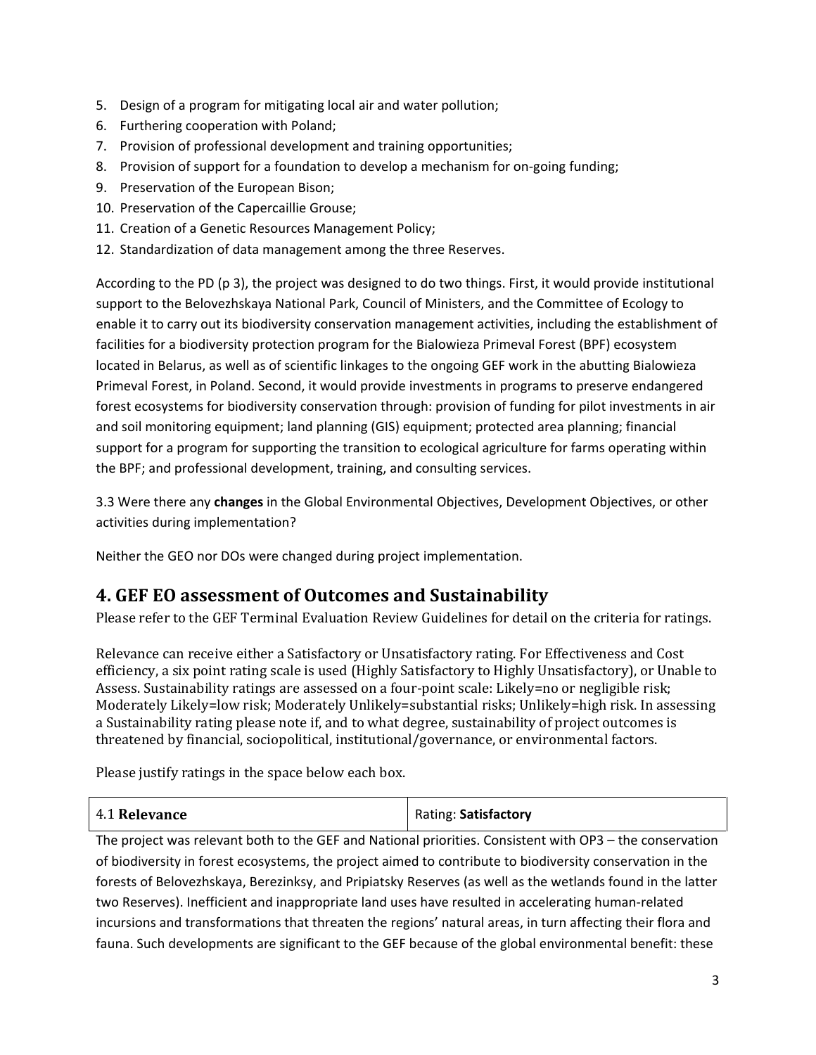5. Design of a program for mitigating local air and water pollution;
6. Furthering cooperation with Poland;
7. Provision of professional development and training opportunities;
8. Provision of support for a foundation to develop a mechanism for on-going funding;
9. Preservation of the European Bison;
10. Preservation of the Capercaillie Grouse;
11. Creation of a Genetic Resources Management Policy;
12. Standardization of data management among the three Reserves.

According to the PD (p 3), the project was designed to do two things. First, it would provide institutional support to the Belovezhskaya National Park, Council of Ministers, and the Committee of Ecology to enable it to carry out its biodiversity conservation management activities, including the establishment of facilities for a biodiversity protection program for the Bialowieza Primeval Forest (BPF) ecosystem located in Belarus, as well as of scientific linkages to the ongoing GEF work in the abutting Bialowieza Primeval Forest, in Poland. Second, it would provide investments in programs to preserve endangered forest ecosystems for biodiversity conservation through: provision of funding for pilot investments in air and soil monitoring equipment; land planning (GIS) equipment; protected area planning; financial support for a program for supporting the transition to ecological agriculture for farms operating within the BPF; and professional development, training, and consulting services.

3.3 Were there any **changes** in the Global Environmental Objectives, Development Objectives, or other activities during implementation?

Neither the GEO nor DOs were changed during project implementation.

## 4. GEF EO assessment of Outcomes and Sustainability

Please refer to the GEF Terminal Evaluation Review Guidelines for detail on the criteria for ratings.

Relevance can receive either a Satisfactory or Unsatisfactory rating. For Effectiveness and Cost efficiency, a six point rating scale is used (Highly Satisfactory to Highly Unsatisfactory), or Unable to Assess. Sustainability ratings are assessed on a four-point scale: Likely=no or negligible risk; Moderately Likely=low risk; Moderately Unlikely=substantial risks; Unlikely=high risk. In assessing a Sustainability rating please note if, and to what degree, sustainability of project outcomes is threatened by financial, sociopolitical, institutional/governance, or environmental factors.

Please justify ratings in the space below each box.

| 4.1 **Relevance** | Rating: **Satisfactory** |
|---|---|

The project was relevant both to the GEF and National priorities. Consistent with OP3 – the conservation of biodiversity in forest ecosystems, the project aimed to contribute to biodiversity conservation in the forests of Belovezhskaya, Berezinksy, and Pripiatsky Reserves (as well as the wetlands found in the latter two Reserves). Inefficient and inappropriate land uses have resulted in accelerating human-related incursions and transformations that threaten the regions' natural areas, in turn affecting their flora and fauna. Such developments are significant to the GEF because of the global environmental benefit: these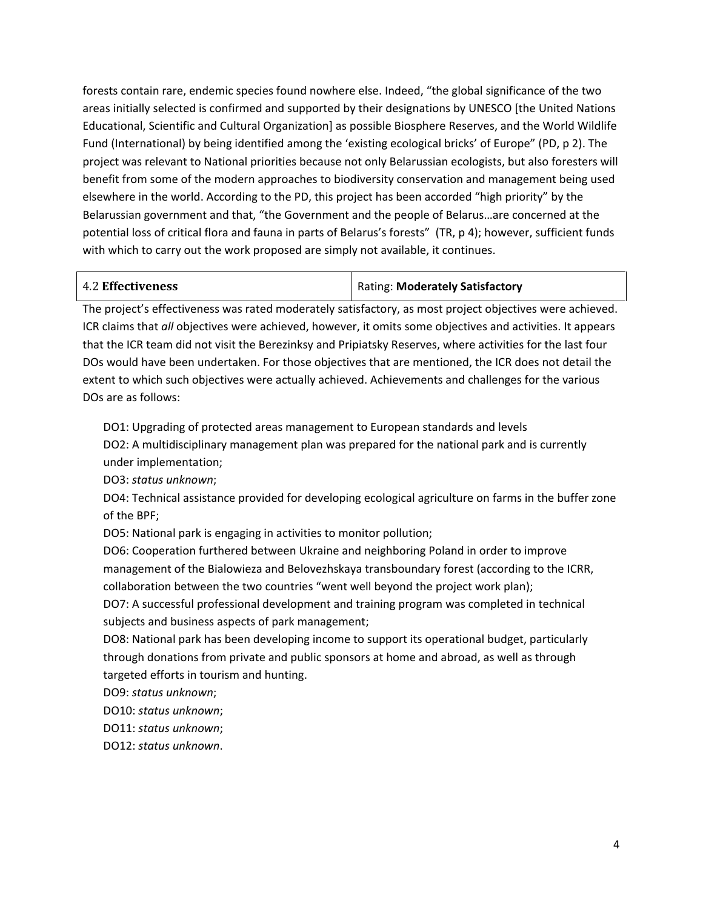forests contain rare, endemic species found nowhere else. Indeed, "the global significance of the two areas initially selected is confirmed and supported by their designations by UNESCO [the United Nations Educational, Scientific and Cultural Organization] as possible Biosphere Reserves, and the World Wildlife Fund (International) by being identified among the 'existing ecological bricks' of Europe" (PD, p 2). The project was relevant to National priorities because not only Belarussian ecologists, but also foresters will benefit from some of the modern approaches to biodiversity conservation and management being used elsewhere in the world. According to the PD, this project has been accorded "high priority" by the Belarussian government and that, "the Government and the people of Belarus…are concerned at the potential loss of critical flora and fauna in parts of Belarus's forests" (TR, p 4); however, sufficient funds with which to carry out the work proposed are simply not available, it continues.

| 4.2 **Effectiveness** | Rating: **Moderately Satisfactory** |
|---|---|

The project's effectiveness was rated moderately satisfactory, as most project objectives were achieved. ICR claims that *all* objectives were achieved, however, it omits some objectives and activities. It appears that the ICR team did not visit the Berezinksy and Pripiatsky Reserves, where activities for the last four DOs would have been undertaken. For those objectives that are mentioned, the ICR does not detail the extent to which such objectives were actually achieved. Achievements and challenges for the various DOs are as follows:

DO1: Upgrading of protected areas management to European standards and levels

DO2: A multidisciplinary management plan was prepared for the national park and is currently under implementation;

DO3: *status unknown*;

DO4: Technical assistance provided for developing ecological agriculture on farms in the buffer zone of the BPF;

DO5: National park is engaging in activities to monitor pollution;

DO6: Cooperation furthered between Ukraine and neighboring Poland in order to improve management of the Bialowieza and Belovezhskaya transboundary forest (according to the ICRR, collaboration between the two countries "went well beyond the project work plan);

DO7: A successful professional development and training program was completed in technical subjects and business aspects of park management;

DO8: National park has been developing income to support its operational budget, particularly through donations from private and public sponsors at home and abroad, as well as through targeted efforts in tourism and hunting.

DO9: *status unknown*;

DO10: *status unknown*;

DO11: *status unknown*;

DO12: *status unknown*.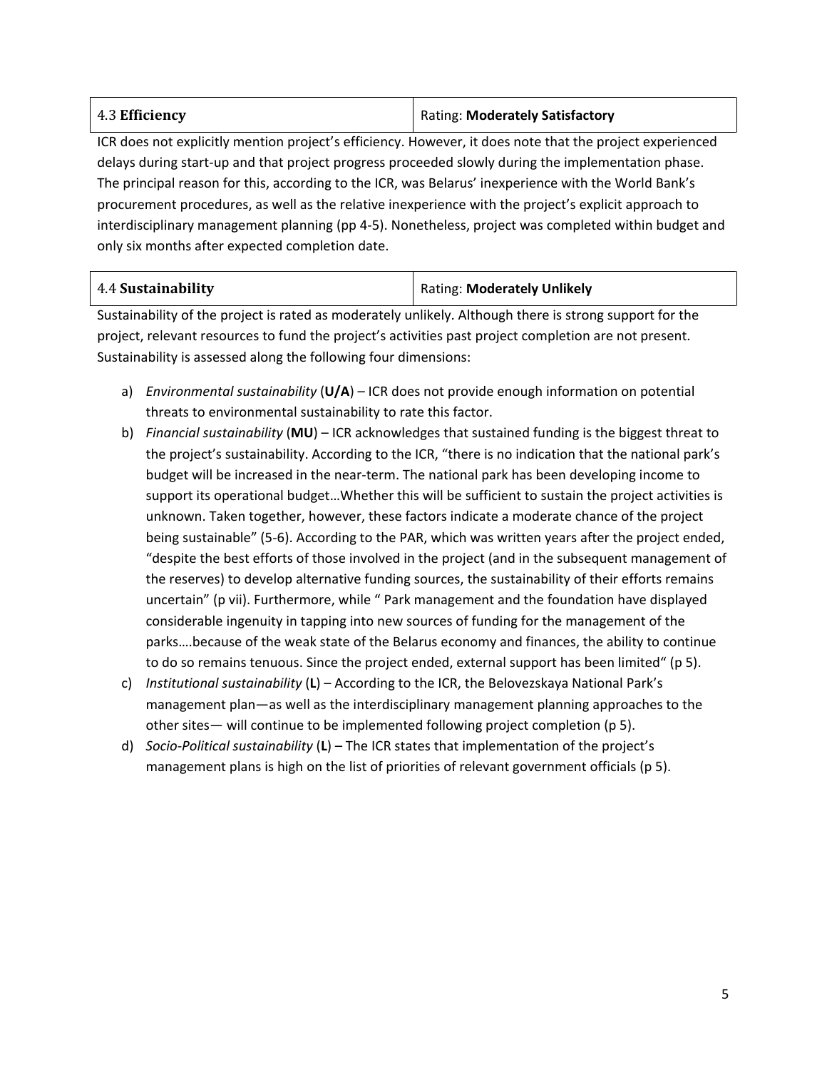| 4.3 **Efficiency** | Rating: **Moderately Satisfactory** |
|---|---|

ICR does not explicitly mention project's efficiency. However, it does note that the project experienced delays during start-up and that project progress proceeded slowly during the implementation phase. The principal reason for this, according to the ICR, was Belarus' inexperience with the World Bank's procurement procedures, as well as the relative inexperience with the project's explicit approach to interdisciplinary management planning (pp 4-5). Nonetheless, project was completed within budget and only six months after expected completion date.

| 4.4 **Sustainability** | Rating: **Moderately Unlikely** |
|---|---|

Sustainability of the project is rated as moderately unlikely. Although there is strong support for the project, relevant resources to fund the project's activities past project completion are not present. Sustainability is assessed along the following four dimensions:

a) *Environmental sustainability* (**U/A**) – ICR does not provide enough information on potential threats to environmental sustainability to rate this factor.
b) *Financial sustainability* (**MU**) – ICR acknowledges that sustained funding is the biggest threat to the project's sustainability. According to the ICR, "there is no indication that the national park's budget will be increased in the near-term. The national park has been developing income to support its operational budget…Whether this will be sufficient to sustain the project activities is unknown. Taken together, however, these factors indicate a moderate chance of the project being sustainable" (5-6). According to the PAR, which was written years after the project ended, "despite the best efforts of those involved in the project (and in the subsequent management of the reserves) to develop alternative funding sources, the sustainability of their efforts remains uncertain" (p vii). Furthermore, while " Park management and the foundation have displayed considerable ingenuity in tapping into new sources of funding for the management of the parks….because of the weak state of the Belarus economy and finances, the ability to continue to do so remains tenuous. Since the project ended, external support has been limited" (p 5).
c) *Institutional sustainability* (**L**) – According to the ICR, the Belovezskaya National Park's management plan—as well as the interdisciplinary management planning approaches to the other sites— will continue to be implemented following project completion (p 5).
d) *Socio-Political sustainability* (**L**) – The ICR states that implementation of the project's management plans is high on the list of priorities of relevant government officials (p 5).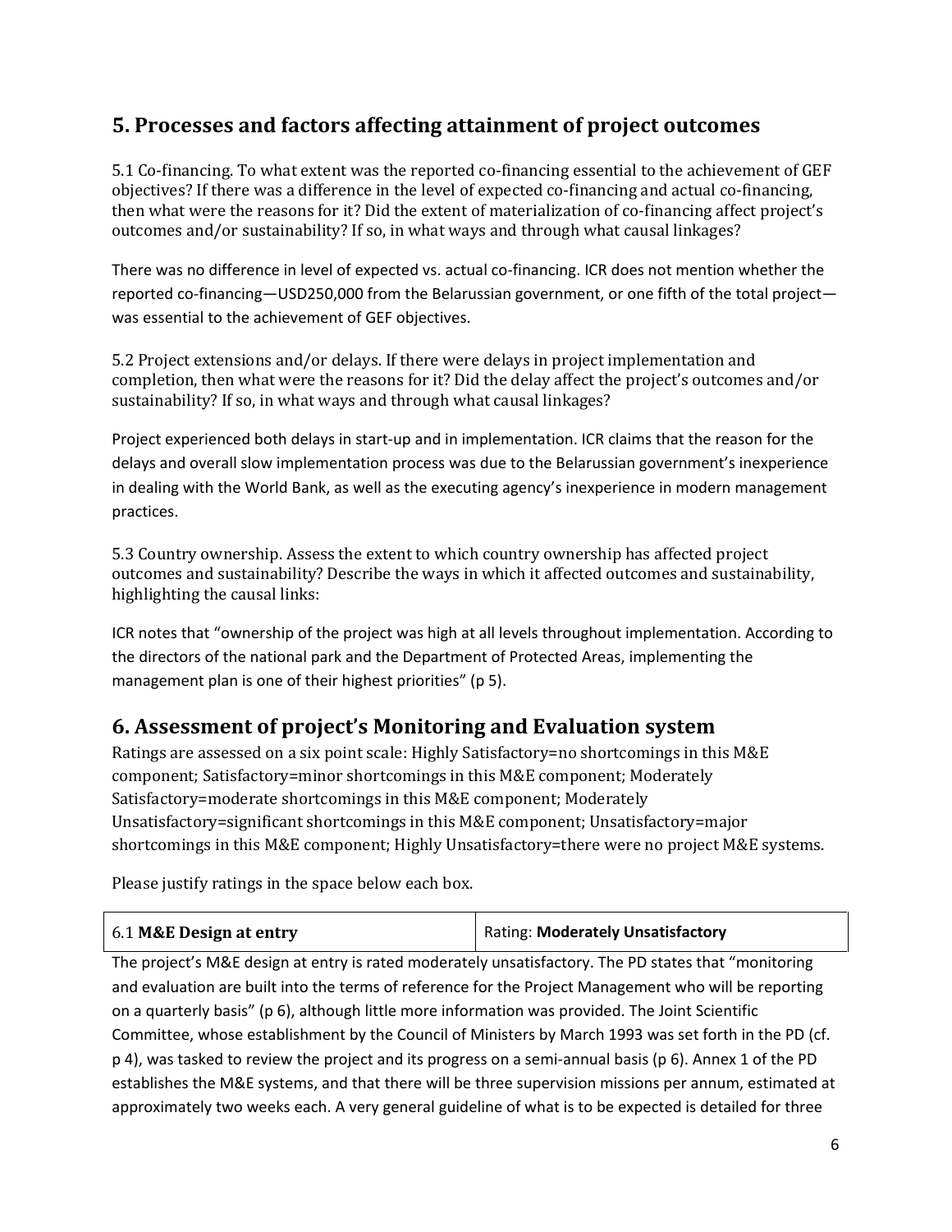## 5. Processes and factors affecting attainment of project outcomes

5.1 Co-financing. To what extent was the reported co-financing essential to the achievement of GEF objectives? If there was a difference in the level of expected co-financing and actual co-financing, then what were the reasons for it? Did the extent of materialization of co-financing affect project's outcomes and/or sustainability? If so, in what ways and through what causal linkages?

There was no difference in level of expected vs. actual co-financing. ICR does not mention whether the reported co-financing—USD250,000 from the Belarussian government, or one fifth of the total project—was essential to the achievement of GEF objectives.

5.2 Project extensions and/or delays. If there were delays in project implementation and completion, then what were the reasons for it? Did the delay affect the project's outcomes and/or sustainability? If so, in what ways and through what causal linkages?

Project experienced both delays in start-up and in implementation. ICR claims that the reason for the delays and overall slow implementation process was due to the Belarussian government's inexperience in dealing with the World Bank, as well as the executing agency's inexperience in modern management practices.

5.3 Country ownership. Assess the extent to which country ownership has affected project outcomes and sustainability? Describe the ways in which it affected outcomes and sustainability, highlighting the causal links:

ICR notes that "ownership of the project was high at all levels throughout implementation. According to the directors of the national park and the Department of Protected Areas, implementing the management plan is one of their highest priorities" (p 5).

## 6. Assessment of project's Monitoring and Evaluation system

Ratings are assessed on a six point scale: Highly Satisfactory=no shortcomings in this M&E component; Satisfactory=minor shortcomings in this M&E component; Moderately Satisfactory=moderate shortcomings in this M&E component; Moderately Unsatisfactory=significant shortcomings in this M&E component; Unsatisfactory=major shortcomings in this M&E component; Highly Unsatisfactory=there were no project M&E systems.

Please justify ratings in the space below each box.

| 6.1 **M&E Design at entry** | Rating: **Moderately Unsatisfactory** |
|---|---|

The project's M&E design at entry is rated moderately unsatisfactory. The PD states that "monitoring and evaluation are built into the terms of reference for the Project Management who will be reporting on a quarterly basis" (p 6), although little more information was provided. The Joint Scientific Committee, whose establishment by the Council of Ministers by March 1993 was set forth in the PD (cf. p 4), was tasked to review the project and its progress on a semi-annual basis (p 6). Annex 1 of the PD establishes the M&E systems, and that there will be three supervision missions per annum, estimated at approximately two weeks each. A very general guideline of what is to be expected is detailed for three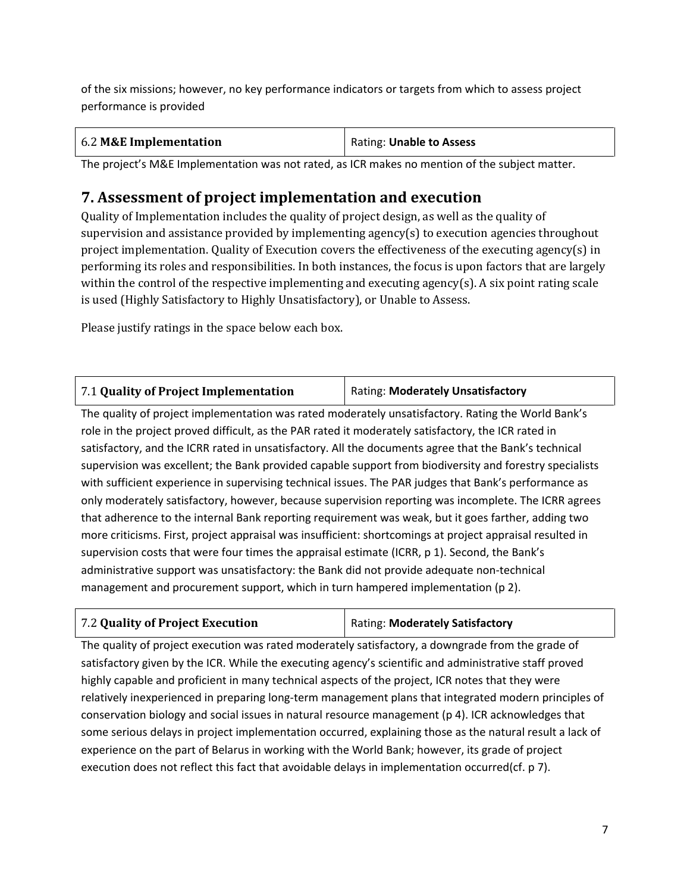of the six missions; however, no key performance indicators or targets from which to assess project performance is provided

| 6.2 **M&E Implementation** | Rating: **Unable to Assess** |
|---|---|

The project's M&E Implementation was not rated, as ICR makes no mention of the subject matter.

## 7. Assessment of project implementation and execution

Quality of Implementation includes the quality of project design, as well as the quality of supervision and assistance provided by implementing agency(s) to execution agencies throughout project implementation. Quality of Execution covers the effectiveness of the executing agency(s) in performing its roles and responsibilities. In both instances, the focus is upon factors that are largely within the control of the respective implementing and executing agency(s). A six point rating scale is used (Highly Satisfactory to Highly Unsatisfactory), or Unable to Assess.

Please justify ratings in the space below each box.

| 7.1 **Quality of Project Implementation** | Rating: **Moderately Unsatisfactory** |
|---|---|

The quality of project implementation was rated moderately unsatisfactory. Rating the World Bank's role in the project proved difficult, as the PAR rated it moderately satisfactory, the ICR rated in satisfactory, and the ICRR rated in unsatisfactory. All the documents agree that the Bank's technical supervision was excellent; the Bank provided capable support from biodiversity and forestry specialists with sufficient experience in supervising technical issues. The PAR judges that Bank's performance as only moderately satisfactory, however, because supervision reporting was incomplete. The ICRR agrees that adherence to the internal Bank reporting requirement was weak, but it goes farther, adding two more criticisms. First, project appraisal was insufficient: shortcomings at project appraisal resulted in supervision costs that were four times the appraisal estimate (ICRR, p 1). Second, the Bank's administrative support was unsatisfactory: the Bank did not provide adequate non-technical management and procurement support, which in turn hampered implementation (p 2).

| 7.2 **Quality of Project Execution** | Rating: **Moderately Satisfactory** |
|---|---|

The quality of project execution was rated moderately satisfactory, a downgrade from the grade of satisfactory given by the ICR. While the executing agency's scientific and administrative staff proved highly capable and proficient in many technical aspects of the project, ICR notes that they were relatively inexperienced in preparing long-term management plans that integrated modern principles of conservation biology and social issues in natural resource management (p 4). ICR acknowledges that some serious delays in project implementation occurred, explaining those as the natural result a lack of experience on the part of Belarus in working with the World Bank; however, its grade of project execution does not reflect this fact that avoidable delays in implementation occurred(cf. p 7).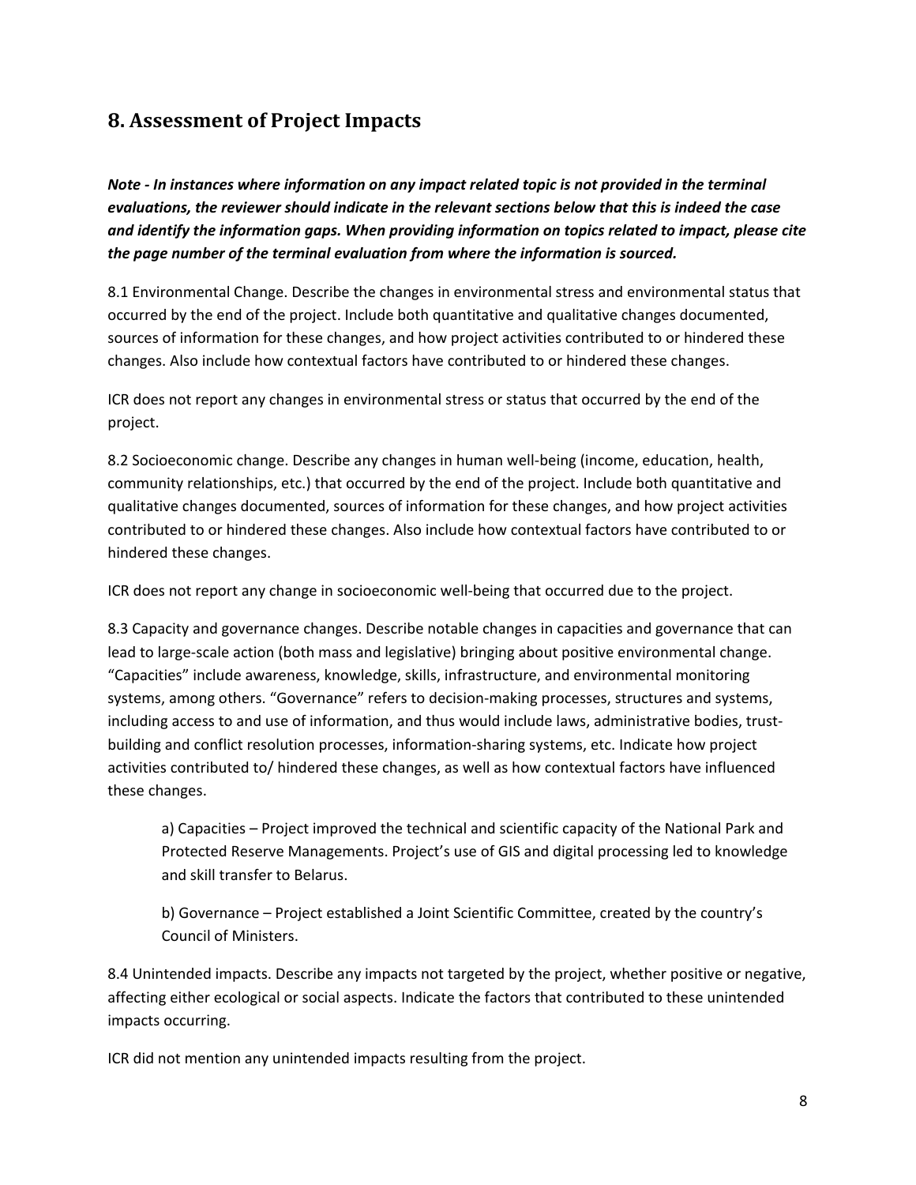## 8. Assessment of Project Impacts

***Note - In instances where information on any impact related topic is not provided in the terminal evaluations, the reviewer should indicate in the relevant sections below that this is indeed the case and identify the information gaps. When providing information on topics related to impact, please cite the page number of the terminal evaluation from where the information is sourced.***

8.1 Environmental Change. Describe the changes in environmental stress and environmental status that occurred by the end of the project. Include both quantitative and qualitative changes documented, sources of information for these changes, and how project activities contributed to or hindered these changes. Also include how contextual factors have contributed to or hindered these changes.

ICR does not report any changes in environmental stress or status that occurred by the end of the project.

8.2 Socioeconomic change. Describe any changes in human well-being (income, education, health, community relationships, etc.) that occurred by the end of the project. Include both quantitative and qualitative changes documented, sources of information for these changes, and how project activities contributed to or hindered these changes. Also include how contextual factors have contributed to or hindered these changes.

ICR does not report any change in socioeconomic well-being that occurred due to the project.

8.3 Capacity and governance changes. Describe notable changes in capacities and governance that can lead to large-scale action (both mass and legislative) bringing about positive environmental change. "Capacities" include awareness, knowledge, skills, infrastructure, and environmental monitoring systems, among others. "Governance" refers to decision-making processes, structures and systems, including access to and use of information, and thus would include laws, administrative bodies, trust-building and conflict resolution processes, information-sharing systems, etc. Indicate how project activities contributed to/ hindered these changes, as well as how contextual factors have influenced these changes.

a) Capacities – Project improved the technical and scientific capacity of the National Park and Protected Reserve Managements. Project's use of GIS and digital processing led to knowledge and skill transfer to Belarus.

b) Governance – Project established a Joint Scientific Committee, created by the country's Council of Ministers.

8.4 Unintended impacts. Describe any impacts not targeted by the project, whether positive or negative, affecting either ecological or social aspects. Indicate the factors that contributed to these unintended impacts occurring.

ICR did not mention any unintended impacts resulting from the project.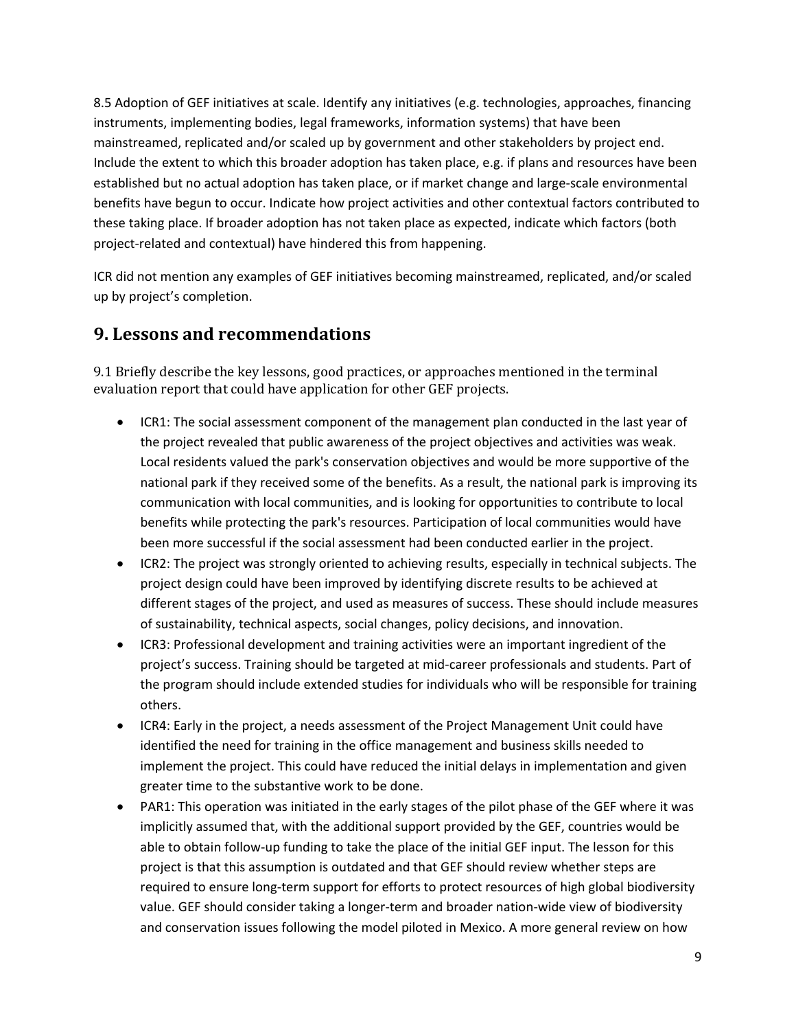8.5 Adoption of GEF initiatives at scale. Identify any initiatives (e.g. technologies, approaches, financing instruments, implementing bodies, legal frameworks, information systems) that have been mainstreamed, replicated and/or scaled up by government and other stakeholders by project end. Include the extent to which this broader adoption has taken place, e.g. if plans and resources have been established but no actual adoption has taken place, or if market change and large-scale environmental benefits have begun to occur. Indicate how project activities and other contextual factors contributed to these taking place. If broader adoption has not taken place as expected, indicate which factors (both project-related and contextual) have hindered this from happening.

ICR did not mention any examples of GEF initiatives becoming mainstreamed, replicated, and/or scaled up by project's completion.

## 9. Lessons and recommendations

9.1 Briefly describe the key lessons, good practices, or approaches mentioned in the terminal evaluation report that could have application for other GEF projects.

- ICR1: The social assessment component of the management plan conducted in the last year of the project revealed that public awareness of the project objectives and activities was weak. Local residents valued the park's conservation objectives and would be more supportive of the national park if they received some of the benefits. As a result, the national park is improving its communication with local communities, and is looking for opportunities to contribute to local benefits while protecting the park's resources. Participation of local communities would have been more successful if the social assessment had been conducted earlier in the project.
- ICR2: The project was strongly oriented to achieving results, especially in technical subjects. The project design could have been improved by identifying discrete results to be achieved at different stages of the project, and used as measures of success. These should include measures of sustainability, technical aspects, social changes, policy decisions, and innovation.
- ICR3: Professional development and training activities were an important ingredient of the project's success. Training should be targeted at mid-career professionals and students. Part of the program should include extended studies for individuals who will be responsible for training others.
- ICR4: Early in the project, a needs assessment of the Project Management Unit could have identified the need for training in the office management and business skills needed to implement the project. This could have reduced the initial delays in implementation and given greater time to the substantive work to be done.
- PAR1: This operation was initiated in the early stages of the pilot phase of the GEF where it was implicitly assumed that, with the additional support provided by the GEF, countries would be able to obtain follow-up funding to take the place of the initial GEF input. The lesson for this project is that this assumption is outdated and that GEF should review whether steps are required to ensure long-term support for efforts to protect resources of high global biodiversity value. GEF should consider taking a longer-term and broader nation-wide view of biodiversity and conservation issues following the model piloted in Mexico. A more general review on how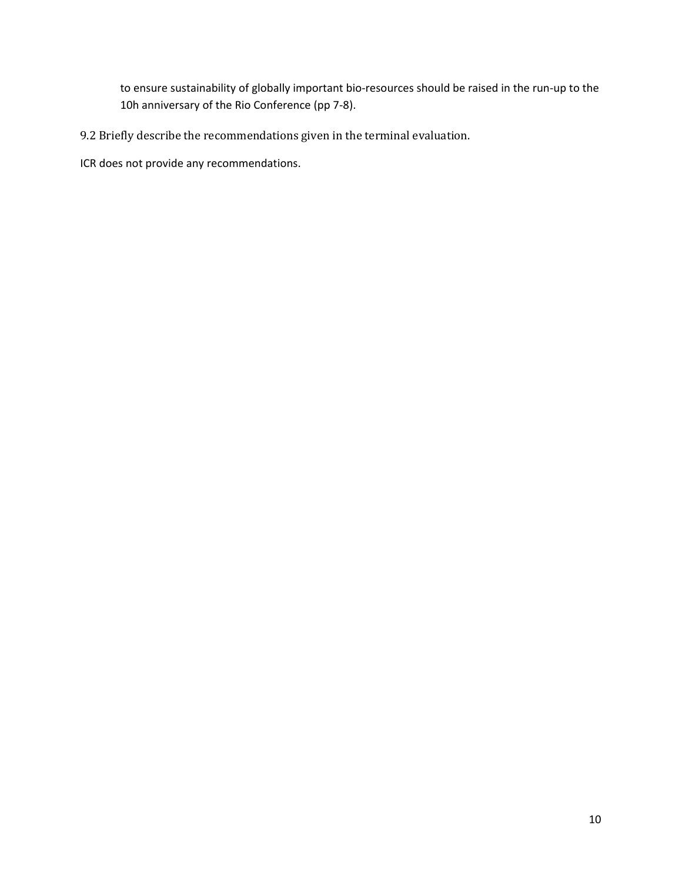to ensure sustainability of globally important bio-resources should be raised in the run-up to the 10h anniversary of the Rio Conference (pp 7-8).

9.2 Briefly describe the recommendations given in the terminal evaluation.

ICR does not provide any recommendations.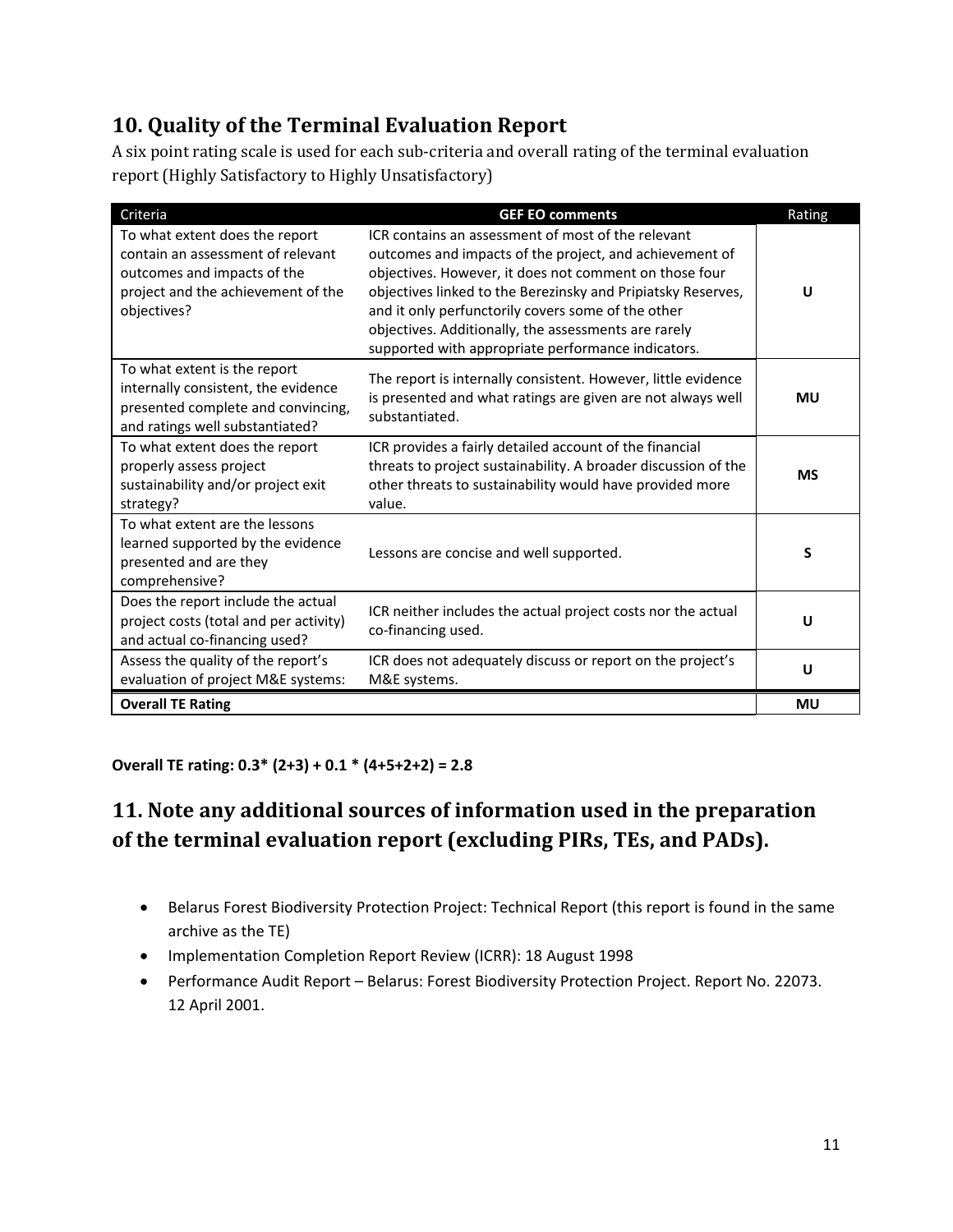## 10. Quality of the Terminal Evaluation Report

A six point rating scale is used for each sub-criteria and overall rating of the terminal evaluation report (Highly Satisfactory to Highly Unsatisfactory)

| Criteria | GEF EO comments | Rating |
|---|---|---|
| To what extent does the report contain an assessment of relevant outcomes and impacts of the project and the achievement of the objectives? | ICR contains an assessment of most of the relevant outcomes and impacts of the project, and achievement of objectives. However, it does not comment on those four objectives linked to the Berezinsky and Pripiatsky Reserves, and it only perfunctorily covers some of the other objectives. Additionally, the assessments are rarely supported with appropriate performance indicators. | **U** |
| To what extent is the report internally consistent, the evidence presented complete and convincing, and ratings well substantiated? | The report is internally consistent. However, little evidence is presented and what ratings are given are not always well substantiated. | **MU** |
| To what extent does the report properly assess project sustainability and/or project exit strategy? | ICR provides a fairly detailed account of the financial threats to project sustainability. A broader discussion of the other threats to sustainability would have provided more value. | **MS** |
| To what extent are the lessons learned supported by the evidence presented and are they comprehensive? | Lessons are concise and well supported. | **S** |
| Does the report include the actual project costs (total and per activity) and actual co-financing used? | ICR neither includes the actual project costs nor the actual co-financing used. | **U** |
| Assess the quality of the report's evaluation of project M&E systems: | ICR does not adequately discuss or report on the project's M&E systems. | **U** |
| **Overall TE Rating** | | **MU** |

**Overall TE rating: 0.3* (2+3) + 0.1 * (4+5+2+2) = 2.8**

## 11. Note any additional sources of information used in the preparation of the terminal evaluation report (excluding PIRs, TEs, and PADs).

- Belarus Forest Biodiversity Protection Project: Technical Report (this report is found in the same archive as the TE)
- Implementation Completion Report Review (ICRR): 18 August 1998
- Performance Audit Report – Belarus: Forest Biodiversity Protection Project. Report No. 22073. 12 April 2001.